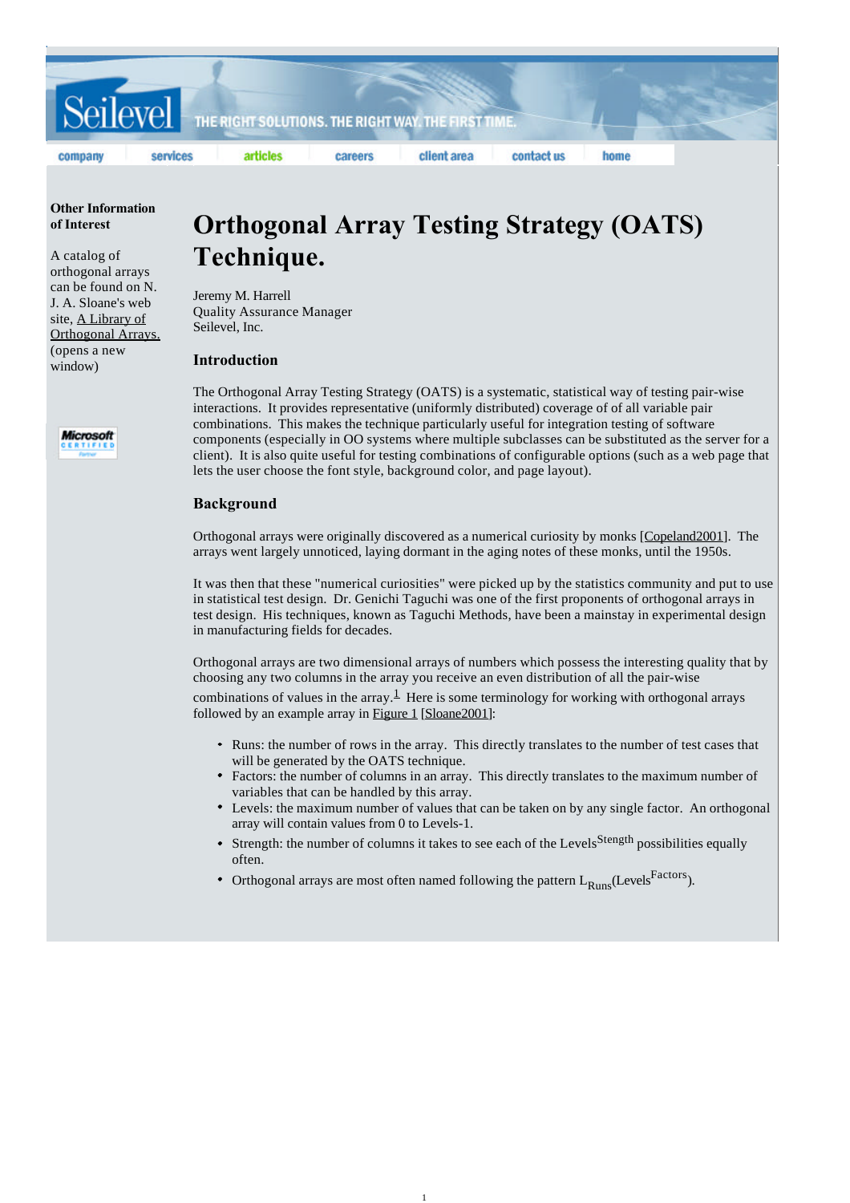Seilevel THE RIGHT SOLUTIONS. THE RIGHT WAY. THE FIRST TIME.

company services articles careers client area contact us home

**Other Information of Interest**

A catalog of orthogonal arrays can be found on N. J. A. Sloane's web site, A Library of Orthogonal Arrays. (opens a new window)

# Orthogonal Array Testing Strategy (OATS) Technique.

Jeremy M. Harrell
Quality Assurance Manager
Seilevel, Inc.

## Introduction

The Orthogonal Array Testing Strategy (OATS) is a systematic, statistical way of testing pair-wise interactions. It provides representative (uniformly distributed) coverage of of all variable pair combinations. This makes the technique particularly useful for integration testing of software components (especially in OO systems where multiple subclasses can be substituted as the server for a client). It is also quite useful for testing combinations of configurable options (such as a web page that lets the user choose the font style, background color, and page layout).

## Background

Orthogonal arrays were originally discovered as a numerical curiosity by monks [Copeland2001]. The arrays went largely unnoticed, laying dormant in the aging notes of these monks, until the 1950s.

It was then that these "numerical curiosities" were picked up by the statistics community and put to use in statistical test design. Dr. Genichi Taguchi was one of the first proponents of orthogonal arrays in test design. His techniques, known as Taguchi Methods, have been a mainstay in experimental design in manufacturing fields for decades.

Orthogonal arrays are two dimensional arrays of numbers which possess the interesting quality that by choosing any two columns in the array you receive an even distribution of all the pair-wise combinations of values in the array.[1] Here is some terminology for working with orthogonal arrays followed by an example array in Figure 1 [Sloane2001]:

- Runs: the number of rows in the array. This directly translates to the number of test cases that will be generated by the OATS technique.
- Factors: the number of columns in an array. This directly translates to the maximum number of variables that can be handled by this array.
- Levels: the maximum number of values that can be taken on by any single factor. An orthogonal array will contain values from 0 to Levels-1.
- Strength: the number of columns it takes to see each of the $\text{Levels}^{\text{Stength}}$ possibilities equally often.
- Orthogonal arrays are most often named following the pattern $L_{\text{Runs}}(\text{Levels}^{\text{Factors}})$.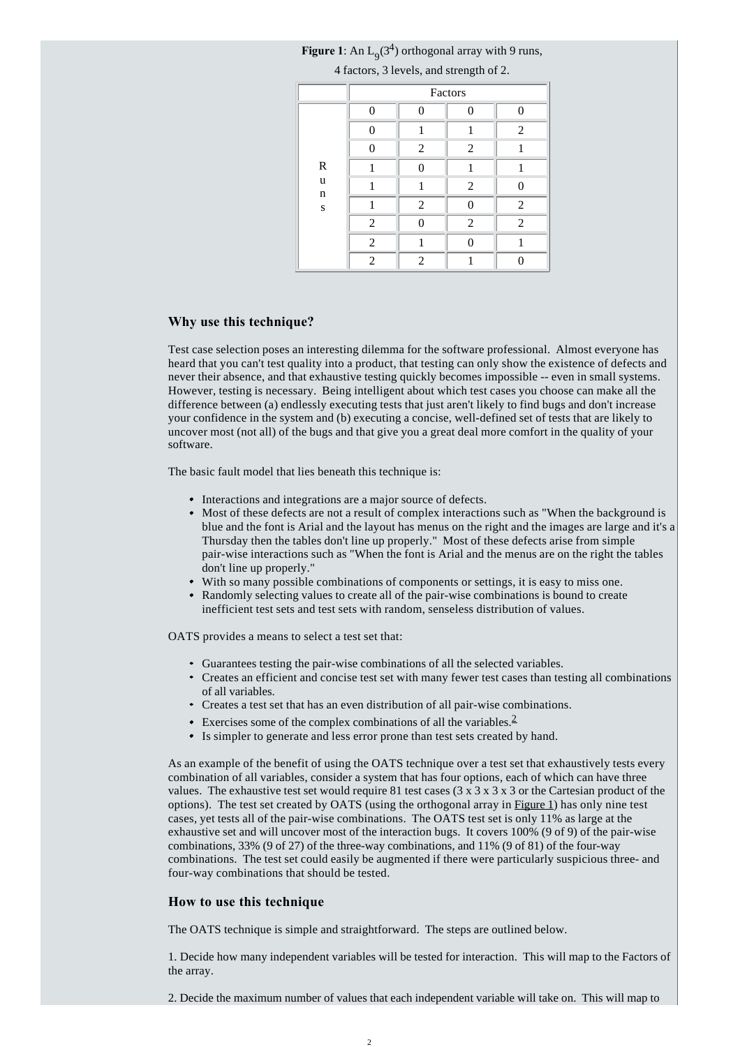**Figure 1**: An $L_9(3^4)$ orthogonal array with 9 runs, 4 factors, 3 levels, and strength of 2.

| | Factors | | | |
|---|---|---|---|---|
| Runs | 0 | 0 | 0 | 0 |
| | 0 | 1 | 1 | 2 |
| | 0 | 2 | 2 | 1 |
| | 1 | 0 | 1 | 1 |
| | 1 | 1 | 2 | 0 |
| | 1 | 2 | 0 | 2 |
| | 2 | 0 | 2 | 2 |
| | 2 | 1 | 0 | 1 |
| | 2 | 2 | 1 | 0 |

### Why use this technique?

Test case selection poses an interesting dilemma for the software professional. Almost everyone has heard that you can't test quality into a product, that testing can only show the existence of defects and never their absence, and that exhaustive testing quickly becomes impossible -- even in small systems. However, testing is necessary. Being intelligent about which test cases you choose can make all the difference between (a) endlessly executing tests that just aren't likely to find bugs and don't increase your confidence in the system and (b) executing a concise, well-defined set of tests that are likely to uncover most (not all) of the bugs and that give you a great deal more comfort in the quality of your software.

The basic fault model that lies beneath this technique is:

- Interactions and integrations are a major source of defects.
- Most of these defects are not a result of complex interactions such as "When the background is blue and the font is Arial and the layout has menus on the right and the images are large and it's a Thursday then the tables don't line up properly." Most of these defects arise from simple pair-wise interactions such as "When the font is Arial and the menus are on the right the tables don't line up properly."
- With so many possible combinations of components or settings, it is easy to miss one.
- Randomly selecting values to create all of the pair-wise combinations is bound to create inefficient test sets and test sets with random, senseless distribution of values.

OATS provides a means to select a test set that:

- Guarantees testing the pair-wise combinations of all the selected variables.
- Creates an efficient and concise test set with many fewer test cases than testing all combinations of all variables.
- Creates a test set that has an even distribution of all pair-wise combinations.
- Exercises some of the complex combinations of all the variables.[2]
- Is simpler to generate and less error prone than test sets created by hand.

As an example of the benefit of using the OATS technique over a test set that exhaustively tests every combination of all variables, consider a system that has four options, each of which can have three values. The exhaustive test set would require 81 test cases (3 x 3 x 3 x 3 or the Cartesian product of the options). The test set created by OATS (using the orthogonal array in Figure 1) has only nine test cases, yet tests all of the pair-wise combinations. The OATS test set is only 11% as large at the exhaustive set and will uncover most of the interaction bugs. It covers 100% (9 of 9) of the pair-wise combinations, 33% (9 of 27) of the three-way combinations, and 11% (9 of 81) of the four-way combinations. The test set could easily be augmented if there were particularly suspicious three- and four-way combinations that should be tested.

### How to use this technique

The OATS technique is simple and straightforward. The steps are outlined below.

1. Decide how many independent variables will be tested for interaction. This will map to the Factors of the array.

2. Decide the maximum number of values that each independent variable will take on. This will map to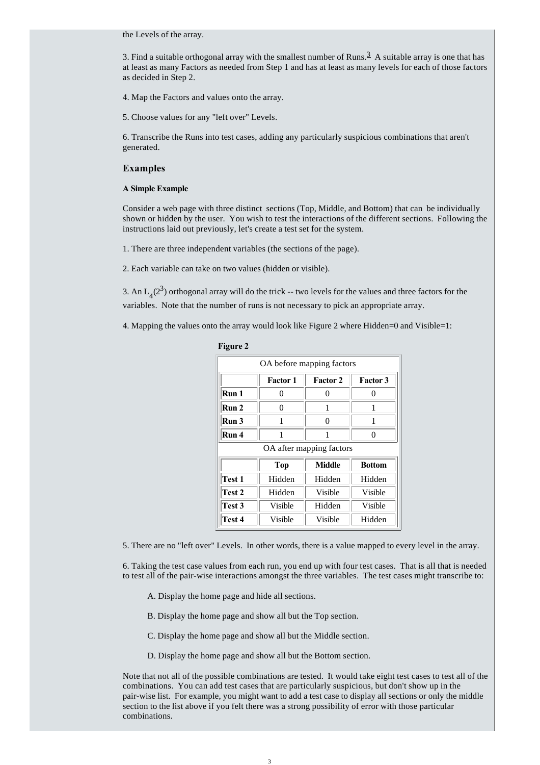the Levels of the array.

3. Find a suitable orthogonal array with the smallest number of Runs.[3] A suitable array is one that has at least as many Factors as needed from Step 1 and has at least as many levels for each of those factors as decided in Step 2.

4. Map the Factors and values onto the array.

5. Choose values for any "left over" Levels.

6. Transcribe the Runs into test cases, adding any particularly suspicious combinations that aren't generated.

## Examples

### A Simple Example

Consider a web page with three distinct sections (Top, Middle, and Bottom) that can be individually shown or hidden by the user. You wish to test the interactions of the different sections. Following the instructions laid out previously, let's create a test set for the system.

1. There are three independent variables (the sections of the page).

2. Each variable can take on two values (hidden or visible).

3. An $L_4(2^3)$ orthogonal array will do the trick -- two levels for the values and three factors for the variables. Note that the number of runs is not necessary to pick an appropriate array.

4. Mapping the values onto the array would look like Figure 2 where Hidden=0 and Visible=1:

**Figure 2**

OA before mapping factors

| | Factor 1 | Factor 2 | Factor 3 |
|---|---|---|---|
| Run 1 | 0 | 0 | 0 |
| Run 2 | 0 | 1 | 1 |
| Run 3 | 1 | 0 | 1 |
| Run 4 | 1 | 1 | 0 |

OA after mapping factors

| | Top | Middle | Bottom |
|---|---|---|---|
| Test 1 | Hidden | Hidden | Hidden |
| Test 2 | Hidden | Visible | Visible |
| Test 3 | Visible | Hidden | Visible |
| Test 4 | Visible | Visible | Hidden |

5. There are no "left over" Levels. In other words, there is a value mapped to every level in the array.

6. Taking the test case values from each run, you end up with four test cases. That is all that is needed to test all of the pair-wise interactions amongst the three variables. The test cases might transcribe to:

A. Display the home page and hide all sections.

B. Display the home page and show all but the Top section.

C. Display the home page and show all but the Middle section.

D. Display the home page and show all but the Bottom section.

Note that not all of the possible combinations are tested. It would take eight test cases to test all of the combinations. You can add test cases that are particularly suspicious, but don't show up in the pair-wise list. For example, you might want to add a test case to display all sections or only the middle section to the list above if you felt there was a strong possibility of error with those particular combinations.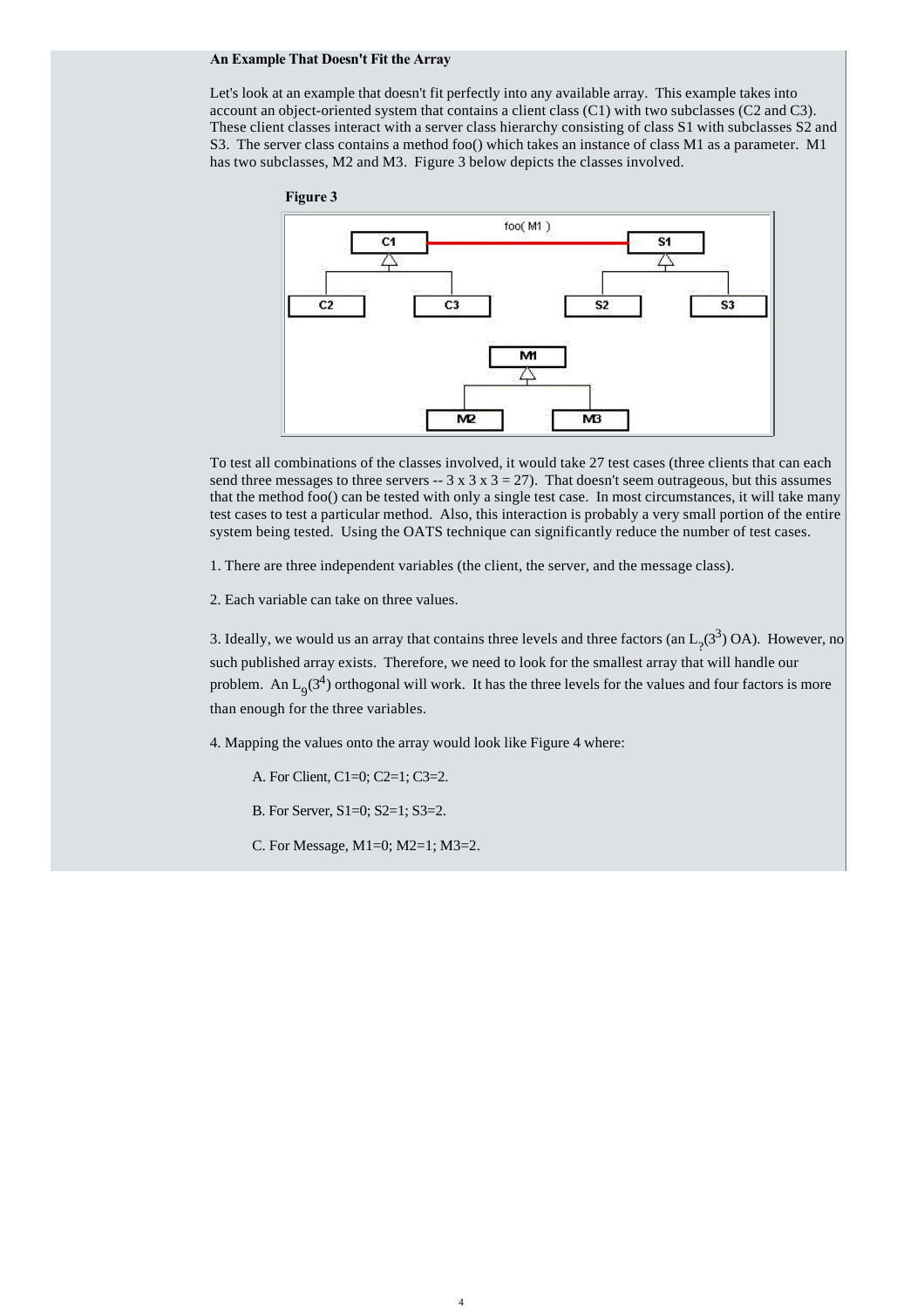**An Example That Doesn't Fit the Array**

Let's look at an example that doesn't fit perfectly into any available array. This example takes into account an object-oriented system that contains a client class (C1) with two subclasses (C2 and C3). These client classes interact with a server class hierarchy consisting of class S1 with subclasses S2 and S3. The server class contains a method foo() which takes an instance of class M1 as a parameter. M1 has two subclasses, M2 and M3. Figure 3 below depicts the classes involved.

**Figure 3**

To test all combinations of the classes involved, it would take 27 test cases (three clients that can each send three messages to three servers -- 3 x 3 x 3 = 27). That doesn't seem outrageous, but this assumes that the method foo() can be tested with only a single test case. In most circumstances, it will take many test cases to test a particular method. Also, this interaction is probably a very small portion of the entire system being tested. Using the OATS technique can significantly reduce the number of test cases.

1. There are three independent variables (the client, the server, and the message class).

2. Each variable can take on three values.

3. Ideally, we would us an array that contains three levels and three factors (an $L_?(3^3)$ OA). However, no such published array exists. Therefore, we need to look for the smallest array that will handle our problem. An $L_9(3^4)$ orthogonal will work. It has the three levels for the values and four factors is more than enough for the three variables.

4. Mapping the values onto the array would look like Figure 4 where:

   A. For Client, C1=0; C2=1; C3=2.

   B. For Server, S1=0; S2=1; S3=2.

   C. For Message, M1=0; M2=1; M3=2.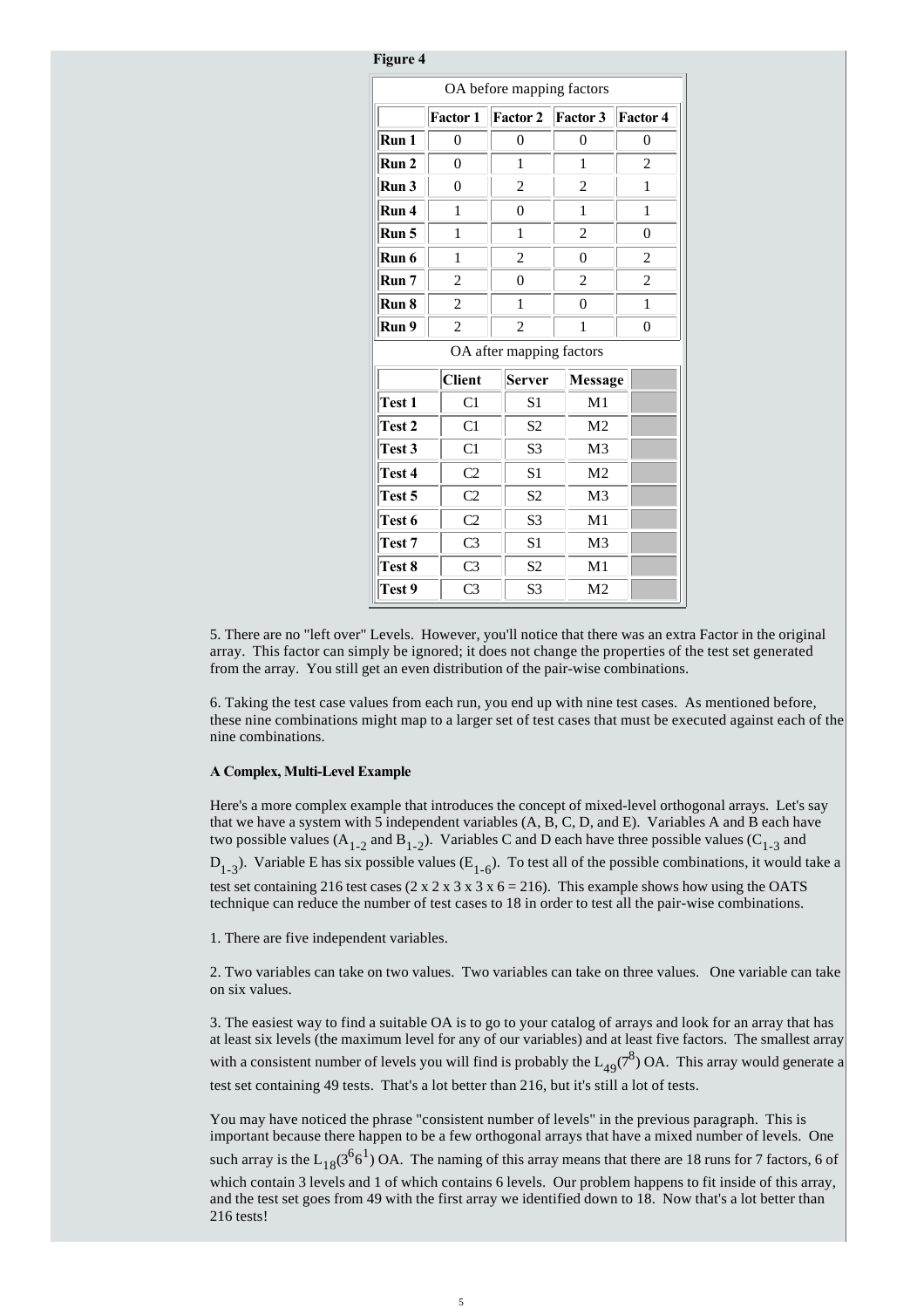**Figure 4**

OA before mapping factors

| | Factor 1 | Factor 2 | Factor 3 | Factor 4 |
|---|---|---|---|---|
| Run 1 | 0 | 0 | 0 | 0 |
| Run 2 | 0 | 1 | 1 | 2 |
| Run 3 | 0 | 2 | 2 | 1 |
| Run 4 | 1 | 0 | 1 | 1 |
| Run 5 | 1 | 1 | 2 | 0 |
| Run 6 | 1 | 2 | 0 | 2 |
| Run 7 | 2 | 0 | 2 | 2 |
| Run 8 | 2 | 1 | 0 | 1 |
| Run 9 | 2 | 2 | 1 | 0 |

OA after mapping factors

| | Client | Server | Message | |
|---|---|---|---|---|
| Test 1 | C1 | S1 | M1 | |
| Test 2 | C1 | S2 | M2 | |
| Test 3 | C1 | S3 | M3 | |
| Test 4 | C2 | S1 | M2 | |
| Test 5 | C2 | S2 | M3 | |
| Test 6 | C2 | S3 | M1 | |
| Test 7 | C3 | S1 | M3 | |
| Test 8 | C3 | S2 | M1 | |
| Test 9 | C3 | S3 | M2 | |

5. There are no "left over" Levels. However, you'll notice that there was an extra Factor in the original array. This factor can simply be ignored; it does not change the properties of the test set generated from the array. You still get an even distribution of the pair-wise combinations.

6. Taking the test case values from each run, you end up with nine test cases. As mentioned before, these nine combinations might map to a larger set of test cases that must be executed against each of the nine combinations.

**A Complex, Multi-Level Example**

Here's a more complex example that introduces the concept of mixed-level orthogonal arrays. Let's say that we have a system with 5 independent variables (A, B, C, D, and E). Variables A and B each have two possible values ($A_{1-2}$ and $B_{1-2}$). Variables C and D each have three possible values ($C_{1-3}$ and $D_{1-3}$). Variable E has six possible values ($E_{1-6}$). To test all of the possible combinations, it would take a test set containing 216 test cases (2 x 2 x 3 x 3 x 6 = 216). This example shows how using the OATS technique can reduce the number of test cases to 18 in order to test all the pair-wise combinations.

1. There are five independent variables.

2. Two variables can take on two values. Two variables can take on three values. One variable can take on six values.

3. The easiest way to find a suitable OA is to go to your catalog of arrays and look for an array that has at least six levels (the maximum level for any of our variables) and at least five factors. The smallest array with a consistent number of levels you will find is probably the $L_{49}(7^8)$ OA. This array would generate a test set containing 49 tests. That's a lot better than 216, but it's still a lot of tests.

You may have noticed the phrase "consistent number of levels" in the previous paragraph. This is important because there happen to be a few orthogonal arrays that have a mixed number of levels. One such array is the $L_{18}(3^6 6^1)$ OA. The naming of this array means that there are 18 runs for 7 factors, 6 of which contain 3 levels and 1 of which contains 6 levels. Our problem happens to fit inside of this array, and the test set goes from 49 with the first array we identified down to 18. Now that's a lot better than 216 tests!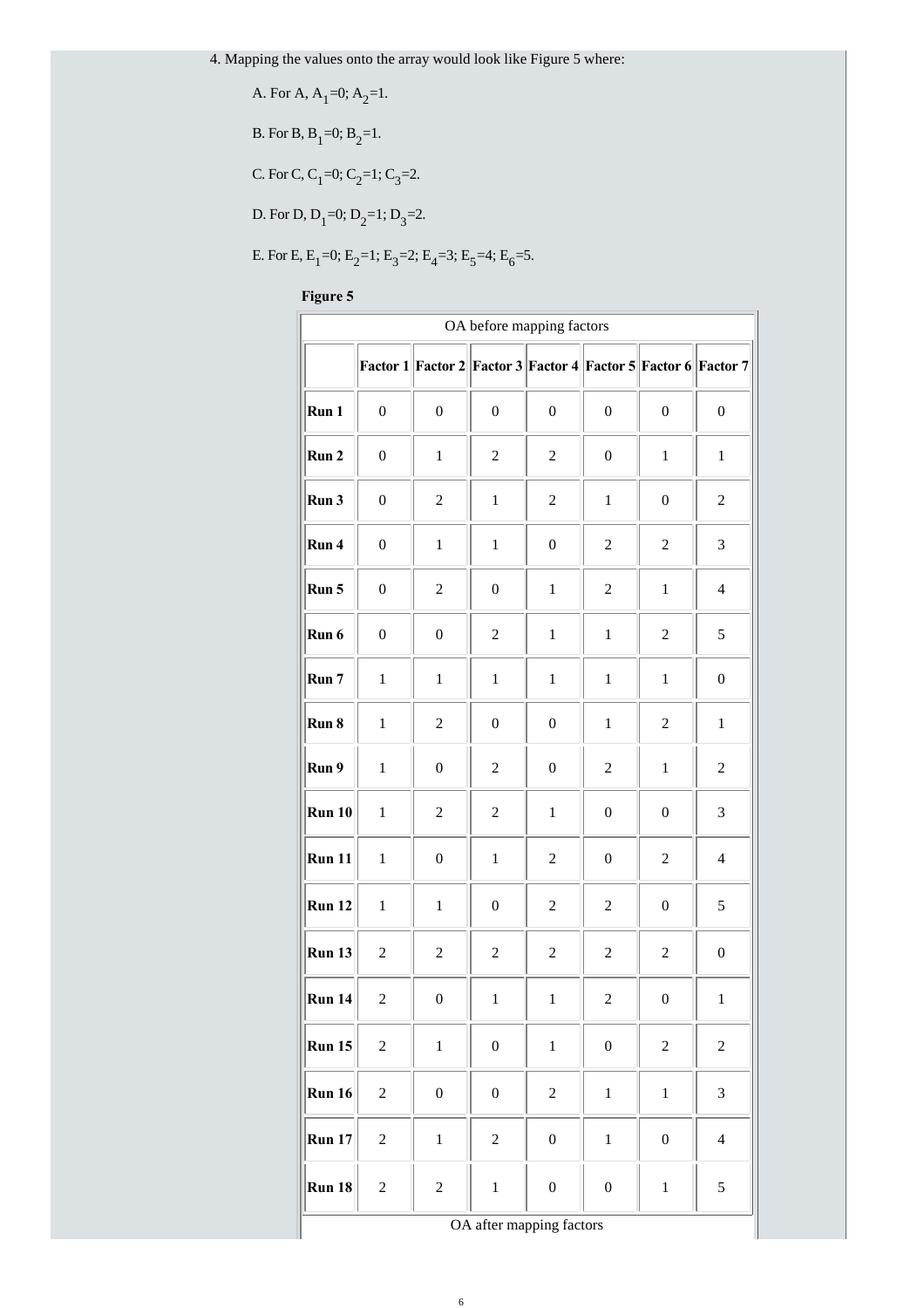4. Mapping the values onto the array would look like Figure 5 where:

   A. For A, $A_1$=0; $A_2$=1.

   B. For B, $B_1$=0; $B_2$=1.

   C. For C, $C_1$=0; $C_2$=1; $C_3$=2.

   D. For D, $D_1$=0; $D_2$=1; $D_3$=2.

   E. For E, $E_1$=0; $E_2$=1; $E_3$=2; $E_4$=3; $E_5$=4; $E_6$=5.

**Figure 5**

OA before mapping factors

| | Factor 1 | Factor 2 | Factor 3 | Factor 4 | Factor 5 | Factor 6 | Factor 7 |
|---|---|---|---|---|---|---|---|
| **Run 1** | 0 | 0 | 0 | 0 | 0 | 0 | 0 |
| **Run 2** | 0 | 1 | 2 | 2 | 0 | 1 | 1 |
| **Run 3** | 0 | 2 | 1 | 2 | 1 | 0 | 2 |
| **Run 4** | 0 | 1 | 1 | 0 | 2 | 2 | 3 |
| **Run 5** | 0 | 2 | 0 | 1 | 2 | 1 | 4 |
| **Run 6** | 0 | 0 | 2 | 1 | 1 | 2 | 5 |
| **Run 7** | 1 | 1 | 1 | 1 | 1 | 1 | 0 |
| **Run 8** | 1 | 2 | 0 | 0 | 1 | 2 | 1 |
| **Run 9** | 1 | 0 | 2 | 0 | 2 | 1 | 2 |
| **Run 10** | 1 | 2 | 2 | 1 | 0 | 0 | 3 |
| **Run 11** | 1 | 0 | 1 | 2 | 0 | 2 | 4 |
| **Run 12** | 1 | 1 | 0 | 2 | 2 | 0 | 5 |
| **Run 13** | 2 | 2 | 2 | 2 | 2 | 2 | 0 |
| **Run 14** | 2 | 0 | 1 | 1 | 2 | 0 | 1 |
| **Run 15** | 2 | 1 | 0 | 1 | 0 | 2 | 2 |
| **Run 16** | 2 | 0 | 0 | 2 | 1 | 1 | 3 |
| **Run 17** | 2 | 1 | 2 | 0 | 1 | 0 | 4 |
| **Run 18** | 2 | 2 | 1 | 0 | 0 | 1 | 5 |

OA after mapping factors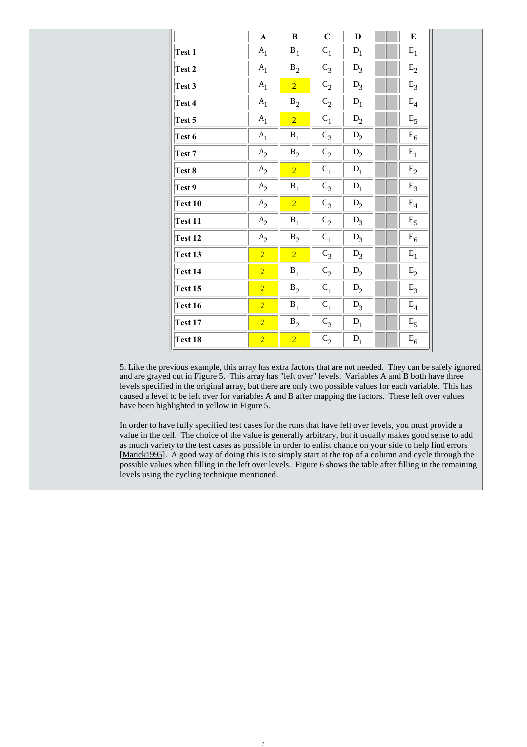| | A | B | C | D | | | E |
|---|---|---|---|---|---|---|---|
| **Test 1** | $A_1$ | $B_1$ | $C_1$ | $D_1$ | | | $E_1$ |
| **Test 2** | $A_1$ | $B_2$ | $C_3$ | $D_3$ | | | $E_2$ |
| **Test 3** | $A_1$ | 2 | $C_2$ | $D_3$ | | | $E_3$ |
| **Test 4** | $A_1$ | $B_2$ | $C_2$ | $D_1$ | | | $E_4$ |
| **Test 5** | $A_1$ | 2 | $C_1$ | $D_2$ | | | $E_5$ |
| **Test 6** | $A_1$ | $B_1$ | $C_3$ | $D_2$ | | | $E_6$ |
| **Test 7** | $A_2$ | $B_2$ | $C_2$ | $D_2$ | | | $E_1$ |
| **Test 8** | $A_2$ | 2 | $C_1$ | $D_1$ | | | $E_2$ |
| **Test 9** | $A_2$ | $B_1$ | $C_3$ | $D_1$ | | | $E_3$ |
| **Test 10** | $A_2$ | 2 | $C_3$ | $D_2$ | | | $E_4$ |
| **Test 11** | $A_2$ | $B_1$ | $C_2$ | $D_3$ | | | $E_5$ |
| **Test 12** | $A_2$ | $B_2$ | $C_1$ | $D_3$ | | | $E_6$ |
| **Test 13** | 2 | 2 | $C_3$ | $D_3$ | | | $E_1$ |
| **Test 14** | 2 | $B_1$ | $C_2$ | $D_2$ | | | $E_2$ |
| **Test 15** | 2 | $B_2$ | $C_1$ | $D_2$ | | | $E_3$ |
| **Test 16** | 2 | $B_1$ | $C_1$ | $D_3$ | | | $E_4$ |
| **Test 17** | 2 | $B_2$ | $C_3$ | $D_1$ | | | $E_5$ |
| **Test 18** | 2 | 2 | $C_2$ | $D_1$ | | | $E_6$ |

5. Like the previous example, this array has extra factors that are not needed. They can be safely ignored and are grayed out in Figure 5. This array has "left over" levels. Variables A and B both have three levels specified in the original array, but there are only two possible values for each variable. This has caused a level to be left over for variables A and B after mapping the factors. These left over values have been highlighted in yellow in Figure 5.

In order to have fully specified test cases for the runs that have left over levels, you must provide a value in the cell. The choice of the value is generally arbitrary, but it usually makes good sense to add as much variety to the test cases as possible in order to enlist chance on your side to help find errors [Marick1995]. A good way of doing this is to simply start at the top of a column and cycle through the possible values when filling in the left over levels. Figure 6 shows the table after filling in the remaining levels using the cycling technique mentioned.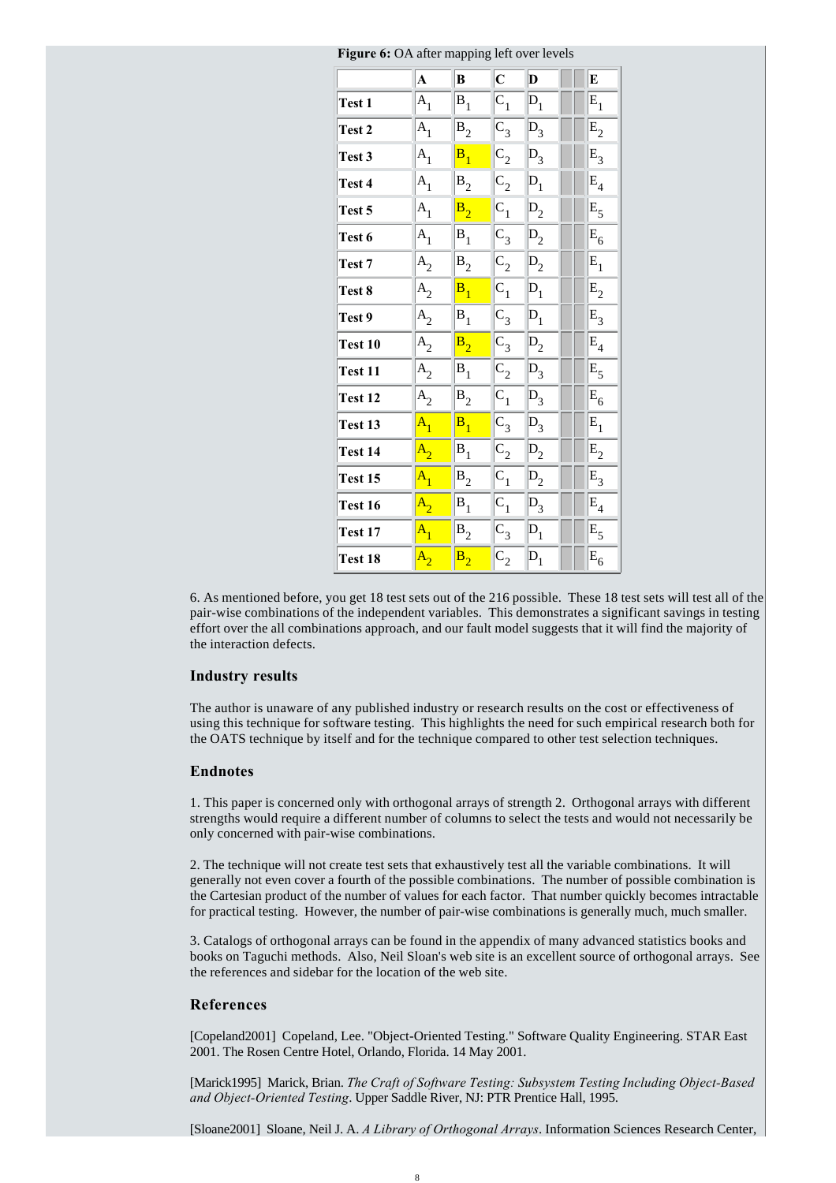**Figure 6:** OA after mapping left over levels

| | A | B | C | D | | | E |
|---|---|---|---|---|---|---|---|
| **Test 1** | $A_1$ | $B_1$ | $C_1$ | $D_1$ | | | $E_1$ |
| **Test 2** | $A_1$ | $B_2$ | $C_3$ | $D_3$ | | | $E_2$ |
| **Test 3** | $A_1$ | $B_1$ | $C_2$ | $D_3$ | | | $E_3$ |
| **Test 4** | $A_1$ | $B_2$ | $C_2$ | $D_1$ | | | $E_4$ |
| **Test 5** | $A_1$ | $B_2$ | $C_1$ | $D_2$ | | | $E_5$ |
| **Test 6** | $A_1$ | $B_1$ | $C_3$ | $D_2$ | | | $E_6$ |
| **Test 7** | $A_2$ | $B_2$ | $C_2$ | $D_2$ | | | $E_1$ |
| **Test 8** | $A_2$ | $B_1$ | $C_1$ | $D_1$ | | | $E_2$ |
| **Test 9** | $A_2$ | $B_1$ | $C_3$ | $D_1$ | | | $E_3$ |
| **Test 10** | $A_2$ | $B_2$ | $C_3$ | $D_2$ | | | $E_4$ |
| **Test 11** | $A_2$ | $B_1$ | $C_2$ | $D_3$ | | | $E_5$ |
| **Test 12** | $A_2$ | $B_2$ | $C_1$ | $D_3$ | | | $E_6$ |
| **Test 13** | $A_1$ | $B_1$ | $C_3$ | $D_3$ | | | $E_1$ |
| **Test 14** | $A_2$ | $B_1$ | $C_2$ | $D_2$ | | | $E_2$ |
| **Test 15** | $A_1$ | $B_2$ | $C_1$ | $D_2$ | | | $E_3$ |
| **Test 16** | $A_2$ | $B_1$ | $C_1$ | $D_3$ | | | $E_4$ |
| **Test 17** | $A_1$ | $B_2$ | $C_3$ | $D_1$ | | | $E_5$ |
| **Test 18** | $A_2$ | $B_2$ | $C_2$ | $D_1$ | | | $E_6$ |

6. As mentioned before, you get 18 test sets out of the 216 possible. These 18 test sets will test all of the pair-wise combinations of the independent variables. This demonstrates a significant savings in testing effort over the all combinations approach, and our fault model suggests that it will find the majority of the interaction defects.

## Industry results

The author is unaware of any published industry or research results on the cost or effectiveness of using this technique for software testing. This highlights the need for such empirical research both for the OATS technique by itself and for the technique compared to other test selection techniques.

## Endnotes

1. This paper is concerned only with orthogonal arrays of strength 2. Orthogonal arrays with different strengths would require a different number of columns to select the tests and would not necessarily be only concerned with pair-wise combinations.

2. The technique will not create test sets that exhaustively test all the variable combinations. It will generally not even cover a fourth of the possible combinations. The number of possible combination is the Cartesian product of the number of values for each factor. That number quickly becomes intractable for practical testing. However, the number of pair-wise combinations is generally much, much smaller.

3. Catalogs of orthogonal arrays can be found in the appendix of many advanced statistics books and books on Taguchi methods. Also, Neil Sloan's web site is an excellent source of orthogonal arrays. See the references and sidebar for the location of the web site.

## References

[Copeland2001] Copeland, Lee. "Object-Oriented Testing." Software Quality Engineering. STAR East 2001. The Rosen Centre Hotel, Orlando, Florida. 14 May 2001.

[Marick1995] Marick, Brian. *The Craft of Software Testing: Subsystem Testing Including Object-Based and Object-Oriented Testing*. Upper Saddle River, NJ: PTR Prentice Hall, 1995.

[Sloane2001] Sloane, Neil J. A. *A Library of Orthogonal Arrays*. Information Sciences Research Center,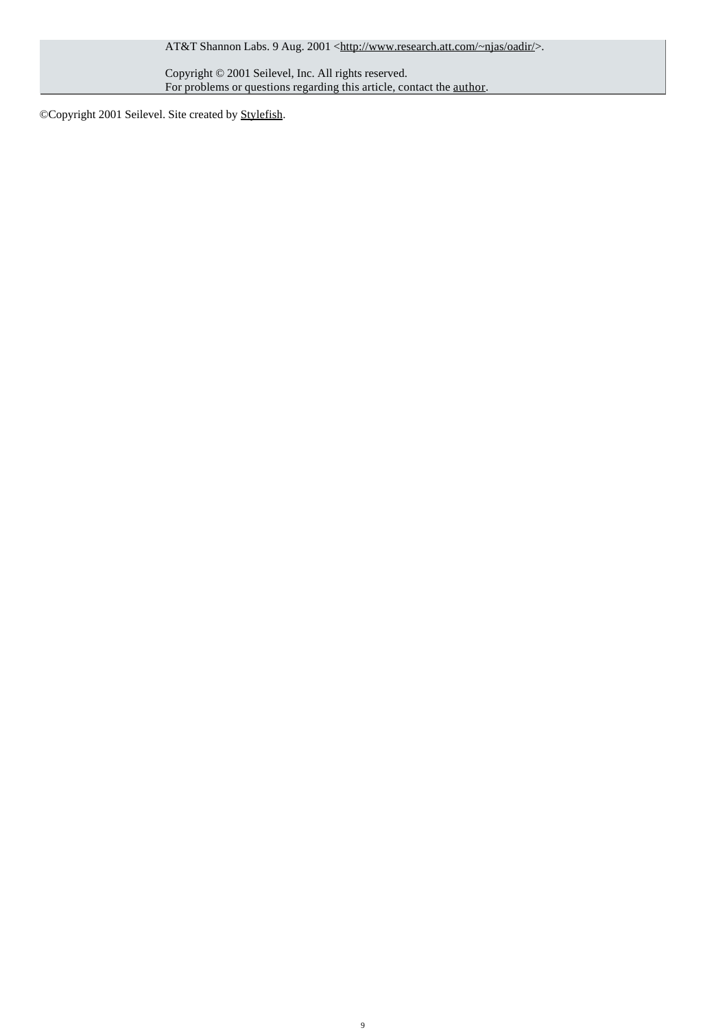AT&T Shannon Labs. 9 Aug. 2001 <http://www.research.att.com/~njas/oadir/>.

Copyright © 2001 Seilevel, Inc. All rights reserved.
For problems or questions regarding this article, contact the author.

©Copyright 2001 Seilevel. Site created by Stylefish.